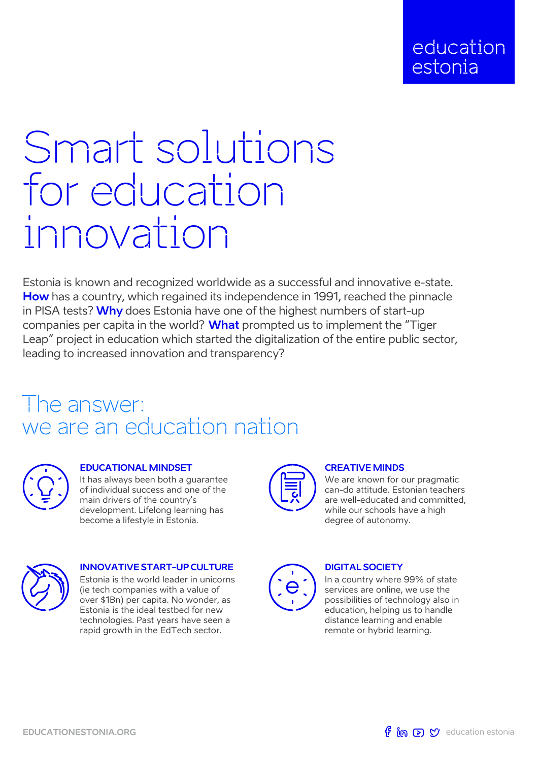education estonia

# Smart solutions for education innovation

Estonia is known and recognized worldwide as a successful and innovative e-state. **How** has a country, which regained its independence in 1991, reached the pinnacle in PISA tests? **Why** does Estonia have one of the highest numbers of start-up companies per capita in the world? **What** prompted us to implement the "Tiger Leap" project in education which started the digitalization of the entire public sector, leading to increased innovation and transparency?

## The answer: we are an education nation

### EDUCATIONAL MINDSET

It has always been both a guarantee of individual success and one of the main drivers of the country's development. Lifelong learning has become a lifestyle in Estonia.

### CREATIVE MINDS

We are known for our pragmatic can-do attitude. Estonian teachers are well-educated and committed, while our schools have a high degree of autonomy.

### INNOVATIVE START-UP CULTURE

Estonia is the world leader in unicorns (ie tech companies with a value of over $1Bn) per capita. No wonder, as Estonia is the ideal testbed for new technologies. Past years have seen a rapid growth in the EdTech sector.

### DIGITAL SOCIETY

In a country where 99% of state services are online, we use the possibilities of technology also in education, helping us to handle distance learning and enable remote or hybrid learning.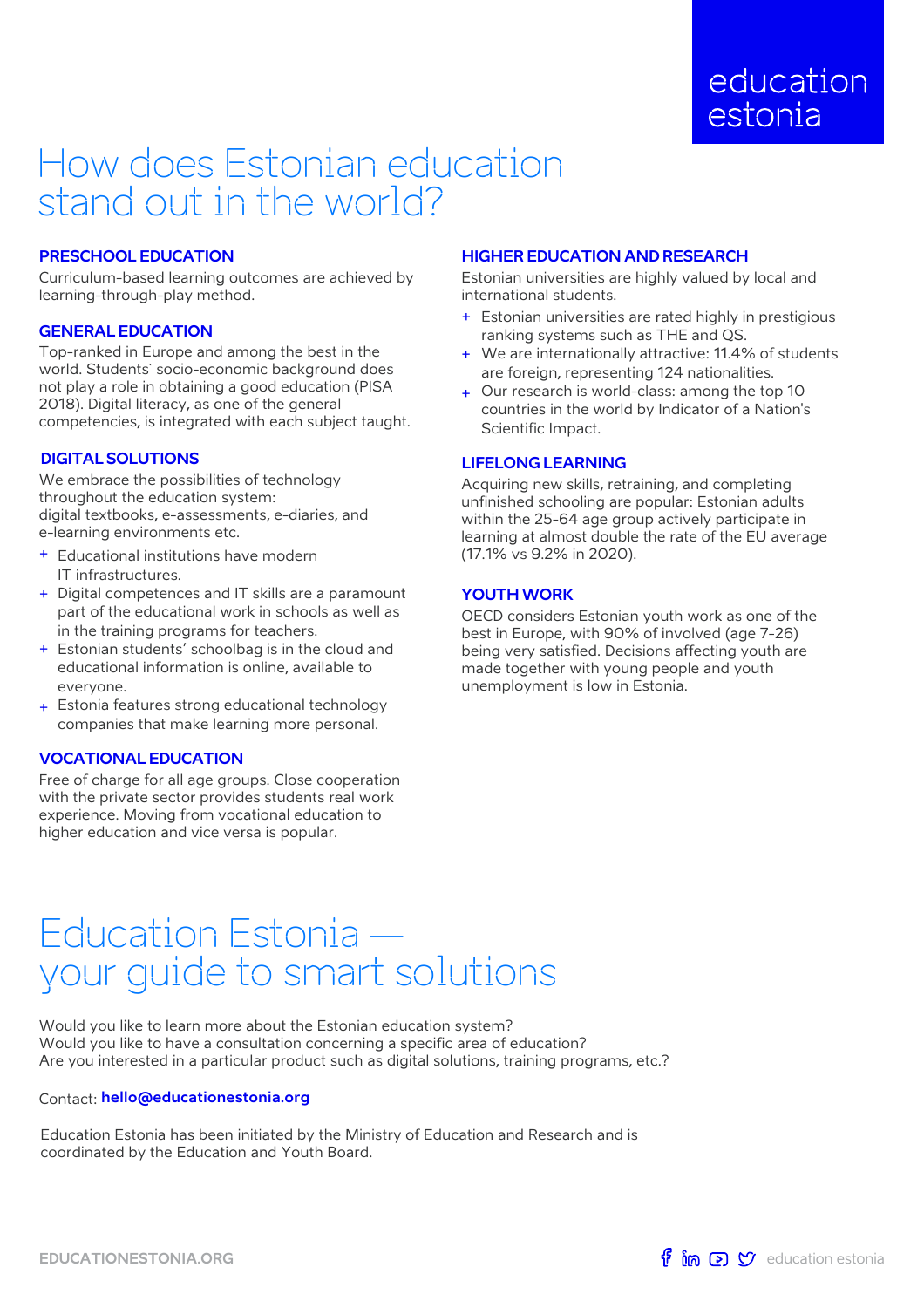# How does Estonian education stand out in the world?

## PRESCHOOL EDUCATION

Curriculum-based learning outcomes are achieved by learning-through-play method.

## GENERAL EDUCATION

Top-ranked in Europe and among the best in the world. Students` socio-economic background does not play a role in obtaining a good education (PISA 2018). Digital literacy, as one of the general competencies, is integrated with each subject taught.

## DIGITAL SOLUTIONS

We embrace the possibilities of technology throughout the education system: digital textbooks, e-assessments, e-diaries, and e-learning environments etc.

+ Educational institutions have modern IT infrastructures.
+ Digital competences and IT skills are a paramount part of the educational work in schools as well as in the training programs for teachers.
+ Estonian students' schoolbag is in the cloud and educational information is online, available to everyone.
+ Estonia features strong educational technology companies that make learning more personal.

## VOCATIONAL EDUCATION

Free of charge for all age groups. Close cooperation with the private sector provides students real work experience. Moving from vocational education to higher education and vice versa is popular.

## HIGHER EDUCATION AND RESEARCH

Estonian universities are highly valued by local and international students.

+ Estonian universities are rated highly in prestigious ranking systems such as THE and QS.
+ We are internationally attractive: 11.4% of students are foreign, representing 124 nationalities.
+ Our research is world-class: among the top 10 countries in the world by Indicator of a Nation's Scientific Impact.

## LIFELONG LEARNING

Acquiring new skills, retraining, and completing unfinished schooling are popular: Estonian adults within the 25-64 age group actively participate in learning at almost double the rate of the EU average (17.1% vs 9.2% in 2020).

## YOUTH WORK

OECD considers Estonian youth work as one of the best in Europe, with 90% of involved (age 7-26) being very satisfied. Decisions affecting youth are made together with young people and youth unemployment is low in Estonia.

# Education Estonia — your guide to smart solutions

Would you like to learn more about the Estonian education system?
Would you like to have a consultation concerning a specific area of education?
Are you interested in a particular product such as digital solutions, training programs, etc.?

Contact: **hello@educationestonia.org**

Education Estonia has been initiated by the Ministry of Education and Research and is coordinated by the Education and Youth Board.